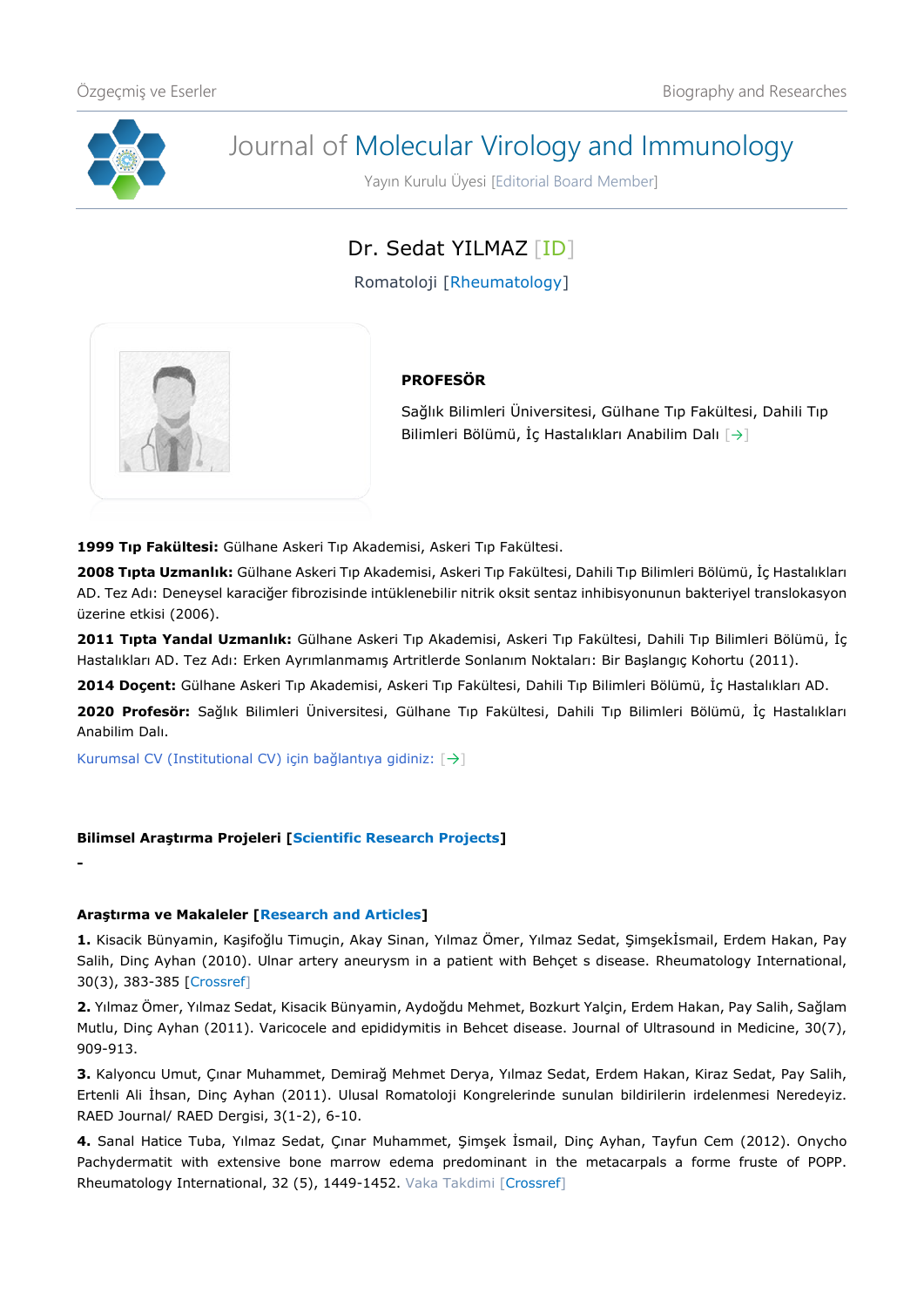# Journal of Molecular Virology and Immunology

Yayın Kurulu Üyesi [Editorial Board Member]

## Dr. Sedat YILMAZ [ID]

Romatoloji [Rheumatology]

**PROFESÖR**

Sağlık Bilimleri Üniversitesi, Gülhane Tıp Fakültesi, Dahili Tıp Bilimleri Bölümü, İç Hastalıkları Anabilim Dalı [→]

**1999 Tıp Fakültesi:** Gülhane Askeri Tıp Akademisi, Askeri Tıp Fakültesi.

**2008 Tıpta Uzmanlık:** Gülhane Askeri Tıp Akademisi, Askeri Tıp Fakültesi, Dahili Tıp Bilimleri Bölümü, İç Hastalıkları AD. Tez Adı: Deneysel karaciğer fibrozisinde intüklenebilir nitrik oksit sentaz inhibisyonunun bakteriyel translokasyon üzerine etkisi (2006).

**2011 Tıpta Yandal Uzmanlık:** Gülhane Askeri Tıp Akademisi, Askeri Tıp Fakültesi, Dahili Tıp Bilimleri Bölümü, İç Hastalıkları AD. Tez Adı: Erken Ayrımlanmamış Artritlerde Sonlanım Noktaları: Bir Başlangıç Kohortu (2011).

**2014 Doçent:** Gülhane Askeri Tıp Akademisi, Askeri Tıp Fakültesi, Dahili Tıp Bilimleri Bölümü, İç Hastalıkları AD.

**2020 Profesör:** Sağlık Bilimleri Üniversitesi, Gülhane Tıp Fakültesi, Dahili Tıp Bilimleri Bölümü, İç Hastalıkları Anabilim Dalı.

Kurumsal CV (Institutional CV) için bağlantıya gidiniz: [→]

### Bilimsel Araştırma Projeleri [Scientific Research Projects]

-

### Araştırma ve Makaleler [Research and Articles]

**1.** Kisacik Bünyamin, Kaşifoğlu Timuçin, Akay Sinan, Yılmaz Ömer, Yılmaz Sedat, Şimşekİsmail, Erdem Hakan, Pay Salih, Dinç Ayhan (2010). Ulnar artery aneurysm in a patient with Behçet s disease. Rheumatology International, 30(3), 383-385 [Crossref]

**2.** Yılmaz Ömer, Yılmaz Sedat, Kisacik Bünyamin, Aydoğdu Mehmet, Bozkurt Yalçin, Erdem Hakan, Pay Salih, Sağlam Mutlu, Dinç Ayhan (2011). Varicocele and epididymitis in Behcet disease. Journal of Ultrasound in Medicine, 30(7), 909-913.

**3.** Kalyoncu Umut, Çınar Muhammet, Demirağ Mehmet Derya, Yılmaz Sedat, Erdem Hakan, Kiraz Sedat, Pay Salih, Ertenli Ali İhsan, Dinç Ayhan (2011). Ulusal Romatoloji Kongrelerinde sunulan bildirilerin irdelenmesi Neredeyiz. RAED Journal/ RAED Dergisi, 3(1-2), 6-10.

**4.** Sanal Hatice Tuba, Yılmaz Sedat, Çınar Muhammet, Şimşek İsmail, Dinç Ayhan, Tayfun Cem (2012). Onycho Pachydermatit with extensive bone marrow edema predominant in the metacarpals a forme fruste of POPP. Rheumatology International, 32 (5), 1449-1452. Vaka Takdimi [Crossref]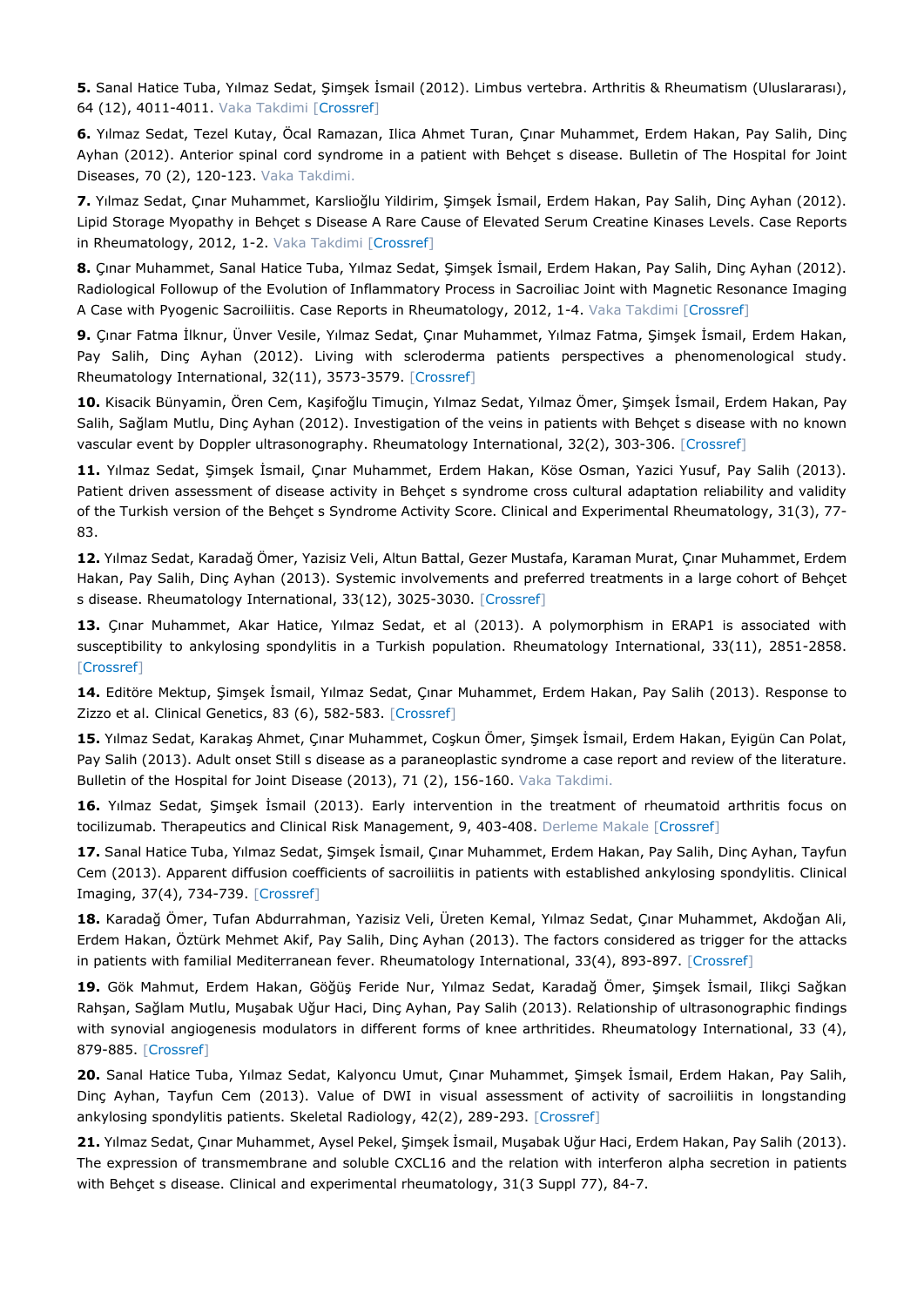**5.** Sanal Hatice Tuba, Yılmaz Sedat, Şimşek İsmail (2012). Limbus vertebra. Arthritis & Rheumatism (Uluslararası), 64 (12), 4011-4011. Vaka Takdimi [Crossref]

**6.** Yılmaz Sedat, Tezel Kutay, Öcal Ramazan, Ilica Ahmet Turan, Çınar Muhammet, Erdem Hakan, Pay Salih, Dinç Ayhan (2012). Anterior spinal cord syndrome in a patient with Behçet s disease. Bulletin of The Hospital for Joint Diseases, 70 (2), 120-123. Vaka Takdimi.

**7.** Yılmaz Sedat, Çınar Muhammet, Karslioğlu Yildirim, Şimşek İsmail, Erdem Hakan, Pay Salih, Dinç Ayhan (2012). Lipid Storage Myopathy in Behçet s Disease A Rare Cause of Elevated Serum Creatine Kinases Levels. Case Reports in Rheumatology, 2012, 1-2. Vaka Takdimi [Crossref]

**8.** Çınar Muhammet, Sanal Hatice Tuba, Yılmaz Sedat, Şimşek İsmail, Erdem Hakan, Pay Salih, Dinç Ayhan (2012). Radiological Followup of the Evolution of Inflammatory Process in Sacroiliac Joint with Magnetic Resonance Imaging A Case with Pyogenic Sacroiliitis. Case Reports in Rheumatology, 2012, 1-4. Vaka Takdimi [Crossref]

**9.** Çınar Fatma İlknur, Ünver Vesile, Yılmaz Sedat, Çınar Muhammet, Yılmaz Fatma, Şimşek İsmail, Erdem Hakan, Pay Salih, Dinç Ayhan (2012). Living with scleroderma patients perspectives a phenomenological study. Rheumatology International, 32(11), 3573-3579. [Crossref]

**10.** Kisacik Bünyamin, Ören Cem, Kaşifoğlu Timuçin, Yılmaz Sedat, Yılmaz Ömer, Şimşek İsmail, Erdem Hakan, Pay Salih, Sağlam Mutlu, Dinç Ayhan (2012). Investigation of the veins in patients with Behçet s disease with no known vascular event by Doppler ultrasonography. Rheumatology International, 32(2), 303-306. [Crossref]

**11.** Yılmaz Sedat, Şimşek İsmail, Çınar Muhammet, Erdem Hakan, Köse Osman, Yazici Yusuf, Pay Salih (2013). Patient driven assessment of disease activity in Behçet s syndrome cross cultural adaptation reliability and validity of the Turkish version of the Behçet s Syndrome Activity Score. Clinical and Experimental Rheumatology, 31(3), 77-83.

**12.** Yılmaz Sedat, Karadağ Ömer, Yazisiz Veli, Altun Battal, Gezer Mustafa, Karaman Murat, Çınar Muhammet, Erdem Hakan, Pay Salih, Dinç Ayhan (2013). Systemic involvements and preferred treatments in a large cohort of Behçet s disease. Rheumatology International, 33(12), 3025-3030. [Crossref]

**13.** Çınar Muhammet, Akar Hatice, Yılmaz Sedat, et al (2013). A polymorphism in ERAP1 is associated with susceptibility to ankylosing spondylitis in a Turkish population. Rheumatology International, 33(11), 2851-2858. [Crossref]

**14.** Editöre Mektup, Şimşek İsmail, Yılmaz Sedat, Çınar Muhammet, Erdem Hakan, Pay Salih (2013). Response to Zizzo et al. Clinical Genetics, 83 (6), 582-583. [Crossref]

**15.** Yılmaz Sedat, Karakaş Ahmet, Çınar Muhammet, Coşkun Ömer, Şimşek İsmail, Erdem Hakan, Eyigün Can Polat, Pay Salih (2013). Adult onset Still s disease as a paraneoplastic syndrome a case report and review of the literature. Bulletin of the Hospital for Joint Disease (2013), 71 (2), 156-160. Vaka Takdimi.

**16.** Yılmaz Sedat, Şimşek İsmail (2013). Early intervention in the treatment of rheumatoid arthritis focus on tocilizumab. Therapeutics and Clinical Risk Management, 9, 403-408. Derleme Makale [Crossref]

**17.** Sanal Hatice Tuba, Yılmaz Sedat, Şimşek İsmail, Çınar Muhammet, Erdem Hakan, Pay Salih, Dinç Ayhan, Tayfun Cem (2013). Apparent diffusion coefficients of sacroiliitis in patients with established ankylosing spondylitis. Clinical Imaging, 37(4), 734-739. [Crossref]

**18.** Karadağ Ömer, Tufan Abdurrahman, Yazisiz Veli, Üreten Kemal, Yılmaz Sedat, Çınar Muhammet, Akdoğan Ali, Erdem Hakan, Öztürk Mehmet Akif, Pay Salih, Dinç Ayhan (2013). The factors considered as trigger for the attacks in patients with familial Mediterranean fever. Rheumatology International, 33(4), 893-897. [Crossref]

**19.** Gök Mahmut, Erdem Hakan, Göğüş Feride Nur, Yılmaz Sedat, Karadağ Ömer, Şimşek İsmail, Ilikçi Sağkan Rahşan, Sağlam Mutlu, Muşabak Uğur Haci, Dinç Ayhan, Pay Salih (2013). Relationship of ultrasonographic findings with synovial angiogenesis modulators in different forms of knee arthritides. Rheumatology International, 33 (4), 879-885. [Crossref]

**20.** Sanal Hatice Tuba, Yılmaz Sedat, Kalyoncu Umut, Çınar Muhammet, Şimşek İsmail, Erdem Hakan, Pay Salih, Dinç Ayhan, Tayfun Cem (2013). Value of DWI in visual assessment of activity of sacroiliitis in longstanding ankylosing spondylitis patients. Skeletal Radiology, 42(2), 289-293. [Crossref]

**21.** Yılmaz Sedat, Çınar Muhammet, Aysel Pekel, Şimşek İsmail, Muşabak Uğur Haci, Erdem Hakan, Pay Salih (2013). The expression of transmembrane and soluble CXCL16 and the relation with interferon alpha secretion in patients with Behçet s disease. Clinical and experimental rheumatology, 31(3 Suppl 77), 84-7.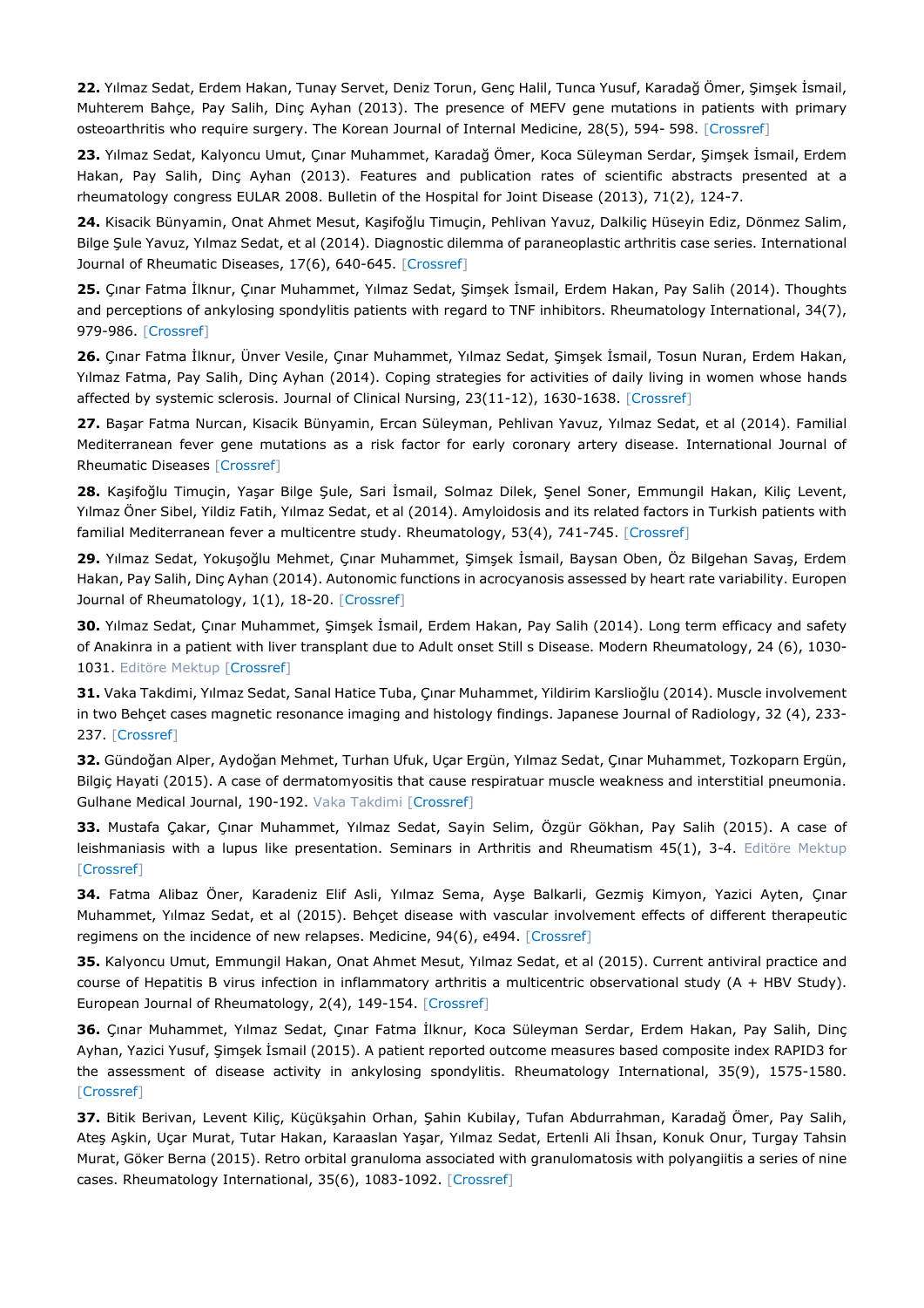**22.** Yılmaz Sedat, Erdem Hakan, Tunay Servet, Deniz Torun, Genç Halil, Tunca Yusuf, Karadağ Ömer, Şimşek İsmail, Muhterem Bahçe, Pay Salih, Dinç Ayhan (2013). The presence of MEFV gene mutations in patients with primary osteoarthritis who require surgery. The Korean Journal of Internal Medicine, 28(5), 594- 598. [Crossref]

**23.** Yılmaz Sedat, Kalyoncu Umut, Çınar Muhammet, Karadağ Ömer, Koca Süleyman Serdar, Şimşek İsmail, Erdem Hakan, Pay Salih, Dinç Ayhan (2013). Features and publication rates of scientific abstracts presented at a rheumatology congress EULAR 2008. Bulletin of the Hospital for Joint Disease (2013), 71(2), 124-7.

**24.** Kisacik Bünyamin, Onat Ahmet Mesut, Kaşifoğlu Timuçin, Pehlivan Yavuz, Dalkiliç Hüseyin Ediz, Dönmez Salim, Bilge Şule Yavuz, Yılmaz Sedat, et al (2014). Diagnostic dilemma of paraneoplastic arthritis case series. International Journal of Rheumatic Diseases, 17(6), 640-645. [Crossref]

**25.** Çınar Fatma İlknur, Çınar Muhammet, Yılmaz Sedat, Şimşek İsmail, Erdem Hakan, Pay Salih (2014). Thoughts and perceptions of ankylosing spondylitis patients with regard to TNF inhibitors. Rheumatology International, 34(7), 979-986. [Crossref]

**26.** Çınar Fatma İlknur, Ünver Vesile, Çınar Muhammet, Yılmaz Sedat, Şimşek İsmail, Tosun Nuran, Erdem Hakan, Yılmaz Fatma, Pay Salih, Dinç Ayhan (2014). Coping strategies for activities of daily living in women whose hands affected by systemic sclerosis. Journal of Clinical Nursing, 23(11-12), 1630-1638. [Crossref]

**27.** Başar Fatma Nurcan, Kisacik Bünyamin, Ercan Süleyman, Pehlivan Yavuz, Yılmaz Sedat, et al (2014). Familial Mediterranean fever gene mutations as a risk factor for early coronary artery disease. International Journal of Rheumatic Diseases [Crossref]

**28.** Kaşifoğlu Timuçin, Yaşar Bilge Şule, Sari İsmail, Solmaz Dilek, Şenel Soner, Emmungil Hakan, Kiliç Levent, Yılmaz Öner Sibel, Yildiz Fatih, Yılmaz Sedat, et al (2014). Amyloidosis and its related factors in Turkish patients with familial Mediterranean fever a multicentre study. Rheumatology, 53(4), 741-745. [Crossref]

**29.** Yılmaz Sedat, Yokuşoğlu Mehmet, Çınar Muhammet, Şimşek İsmail, Baysan Oben, Öz Bilgehan Savaş, Erdem Hakan, Pay Salih, Dinç Ayhan (2014). Autonomic functions in acrocyanosis assessed by heart rate variability. Europen Journal of Rheumatology, 1(1), 18-20. [Crossref]

**30.** Yılmaz Sedat, Çınar Muhammet, Şimşek İsmail, Erdem Hakan, Pay Salih (2014). Long term efficacy and safety of Anakinra in a patient with liver transplant due to Adult onset Still s Disease. Modern Rheumatology, 24 (6), 1030-1031. Editöre Mektup [Crossref]

**31.** Vaka Takdimi, Yılmaz Sedat, Sanal Hatice Tuba, Çınar Muhammet, Yildirim Karslioğlu (2014). Muscle involvement in two Behçet cases magnetic resonance imaging and histology findings. Japanese Journal of Radiology, 32 (4), 233-237. [Crossref]

**32.** Gündoğan Alper, Aydoğan Mehmet, Turhan Ufuk, Uçar Ergün, Yılmaz Sedat, Çınar Muhammet, Tozkoparn Ergün, Bilgiç Hayati (2015). A case of dermatomyositis that cause respiratuar muscle weakness and interstitial pneumonia. Gulhane Medical Journal, 190-192. Vaka Takdimi [Crossref]

**33.** Mustafa Çakar, Çınar Muhammet, Yılmaz Sedat, Sayin Selim, Özgür Gökhan, Pay Salih (2015). A case of leishmaniasis with a lupus like presentation. Seminars in Arthritis and Rheumatism 45(1), 3-4. Editöre Mektup [Crossref]

**34.** Fatma Alibaz Öner, Karadeniz Elif Asli, Yılmaz Sema, Ayşe Balkarli, Gezmiş Kimyon, Yazici Ayten, Çınar Muhammet, Yılmaz Sedat, et al (2015). Behçet disease with vascular involvement effects of different therapeutic regimens on the incidence of new relapses. Medicine, 94(6), e494. [Crossref]

**35.** Kalyoncu Umut, Emmungil Hakan, Onat Ahmet Mesut, Yılmaz Sedat, et al (2015). Current antiviral practice and course of Hepatitis B virus infection in inflammatory arthritis a multicentric observational study (A + HBV Study). European Journal of Rheumatology, 2(4), 149-154. [Crossref]

**36.** Çınar Muhammet, Yılmaz Sedat, Çınar Fatma İlknur, Koca Süleyman Serdar, Erdem Hakan, Pay Salih, Dinç Ayhan, Yazici Yusuf, Şimşek İsmail (2015). A patient reported outcome measures based composite index RAPID3 for the assessment of disease activity in ankylosing spondylitis. Rheumatology International, 35(9), 1575-1580. [Crossref]

**37.** Bitik Berivan, Levent Kiliç, Küçükşahin Orhan, Şahin Kubilay, Tufan Abdurrahman, Karadağ Ömer, Pay Salih, Ateş Aşkin, Uçar Murat, Tutar Hakan, Karaaslan Yaşar, Yılmaz Sedat, Ertenli Ali İhsan, Konuk Onur, Turgay Tahsin Murat, Göker Berna (2015). Retro orbital granuloma associated with granulomatosis with polyangiitis a series of nine cases. Rheumatology International, 35(6), 1083-1092. [Crossref]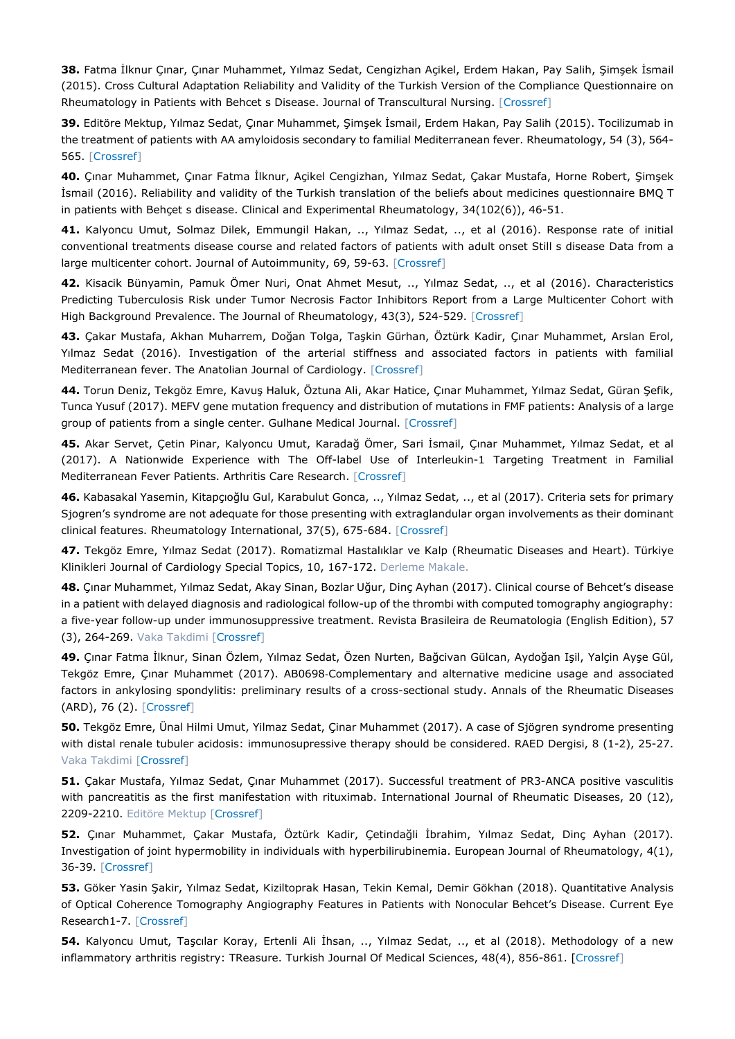**38.** Fatma İlknur Çınar, Çınar Muhammet, Yılmaz Sedat, Cengizhan Açıkel, Erdem Hakan, Pay Salih, Şimşek İsmail (2015). Cross Cultural Adaptation Reliability and Validity of the Turkish Version of the Compliance Questionnaire on Rheumatology in Patients with Behcet s Disease. Journal of Transcultural Nursing. [Crossref]

**39.** Editöre Mektup, Yılmaz Sedat, Çınar Muhammet, Şimşek İsmail, Erdem Hakan, Pay Salih (2015). Tocilizumab in the treatment of patients with AA amyloidosis secondary to familial Mediterranean fever. Rheumatology, 54 (3), 564-565. [Crossref]

**40.** Çınar Muhammet, Çınar Fatma İlknur, Açikel Cengizhan, Yılmaz Sedat, Çakar Mustafa, Horne Robert, Şimşek İsmail (2016). Reliability and validity of the Turkish translation of the beliefs about medicines questionnaire BMQ T in patients with Behçet s disease. Clinical and Experimental Rheumatology, 34(102(6)), 46-51.

**41.** Kalyoncu Umut, Solmaz Dilek, Emmungil Hakan, .., Yılmaz Sedat, .., et al (2016). Response rate of initial conventional treatments disease course and related factors of patients with adult onset Still s disease Data from a large multicenter cohort. Journal of Autoimmunity, 69, 59-63. [Crossref]

**42.** Kisacik Bünyamin, Pamuk Ömer Nuri, Onat Ahmet Mesut, .., Yılmaz Sedat, .., et al (2016). Characteristics Predicting Tuberculosis Risk under Tumor Necrosis Factor Inhibitors Report from a Large Multicenter Cohort with High Background Prevalence. The Journal of Rheumatology, 43(3), 524-529. [Crossref]

**43.** Çakar Mustafa, Akhan Muharrem, Doğan Tolga, Taşkin Gürhan, Öztürk Kadir, Çınar Muhammet, Arslan Erol, Yılmaz Sedat (2016). Investigation of the arterial stiffness and associated factors in patients with familial Mediterranean fever. The Anatolian Journal of Cardiology. [Crossref]

**44.** Torun Deniz, Tekgöz Emre, Kavuş Haluk, Öztuna Ali, Akar Hatice, Çınar Muhammet, Yılmaz Sedat, Güran Şefik, Tunca Yusuf (2017). MEFV gene mutation frequency and distribution of mutations in FMF patients: Analysis of a large group of patients from a single center. Gulhane Medical Journal. [Crossref]

**45.** Akar Servet, Çetin Pinar, Kalyoncu Umut, Karadağ Ömer, Sari İsmail, Çınar Muhammet, Yılmaz Sedat, et al (2017). A Nationwide Experience with The Off-label Use of Interleukin-1 Targeting Treatment in Familial Mediterranean Fever Patients. Arthritis Care Research. [Crossref]

**46.** Kabasakal Yasemin, Kitapçıoğlu Gul, Karabulut Gonca, .., Yılmaz Sedat, .., et al (2017). Criteria sets for primary Sjogren's syndrome are not adequate for those presenting with extraglandular organ involvements as their dominant clinical features. Rheumatology International, 37(5), 675-684. [Crossref]

**47.** Tekgöz Emre, Yılmaz Sedat (2017). Romatizmal Hastalıklar ve Kalp (Rheumatic Diseases and Heart). Türkiye Klinikleri Journal of Cardiology Special Topics, 10, 167-172. Derleme Makale.

**48.** Çınar Muhammet, Yılmaz Sedat, Akay Sinan, Bozlar Uğur, Dinç Ayhan (2017). Clinical course of Behcet's disease in a patient with delayed diagnosis and radiological follow-up of the thrombi with computed tomography angiography: a five-year follow-up under immunosuppressive treatment. Revista Brasileira de Reumatologia (English Edition), 57 (3), 264-269. Vaka Takdimi [Crossref]

**49.** Çınar Fatma İlknur, Sinan Özlem, Yılmaz Sedat, Özen Nurten, Bağcivan Gülcan, Aydoğan Işil, Yalçin Ayşe Gül, Tekgöz Emre, Çınar Muhammet (2017). AB0698-Complementary and alternative medicine usage and associated factors in ankylosing spondylitis: preliminary results of a cross-sectional study. Annals of the Rheumatic Diseases (ARD), 76 (2). [Crossref]

**50.** Tekgöz Emre, Ünal Hilmi Umut, Yilmaz Sedat, Çınar Muhammet (2017). A case of Sjögren syndrome presenting with distal renale tubuler acidosis: immunosupressive therapy should be considered. RAED Dergisi, 8 (1-2), 25-27. Vaka Takdimi [Crossref]

**51.** Çakar Mustafa, Yılmaz Sedat, Çınar Muhammet (2017). Successful treatment of PR3-ANCA positive vasculitis with pancreatitis as the first manifestation with rituximab. International Journal of Rheumatic Diseases, 20 (12), 2209-2210. Editöre Mektup [Crossref]

**52.** Çınar Muhammet, Çakar Mustafa, Öztürk Kadir, Çetindağli İbrahim, Yılmaz Sedat, Dinç Ayhan (2017). Investigation of joint hypermobility in individuals with hyperbilirubinemia. European Journal of Rheumatology, 4(1), 36-39. [Crossref]

**53.** Göker Yasin Şakir, Yılmaz Sedat, Kiziltoprak Hasan, Tekin Kemal, Demir Gökhan (2018). Quantitative Analysis of Optical Coherence Tomography Angiography Features in Patients with Nonocular Behcet's Disease. Current Eye Research1-7. [Crossref]

**54.** Kalyoncu Umut, Taşcılar Koray, Ertenli Ali İhsan, .., Yılmaz Sedat, .., et al (2018). Methodology of a new inflammatory arthritis registry: TReasure. Turkish Journal Of Medical Sciences, 48(4), 856-861. [Crossref]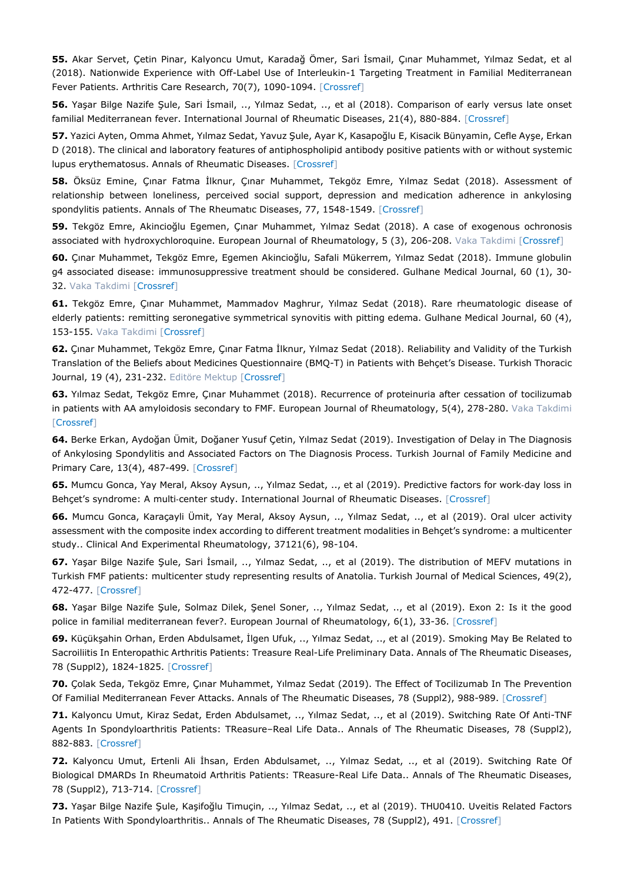**55.** Akar Servet, Çetin Pinar, Kalyoncu Umut, Karadağ Ömer, Sari İsmail, Çınar Muhammet, Yılmaz Sedat, et al (2018). Nationwide Experience with Off-Label Use of Interleukin-1 Targeting Treatment in Familial Mediterranean Fever Patients. Arthritis Care Research, 70(7), 1090-1094. [Crossref]

**56.** Yaşar Bilge Nazife Şule, Sari İsmail, .., Yılmaz Sedat, .., et al (2018). Comparison of early versus late onset familial Mediterranean fever. International Journal of Rheumatic Diseases, 21(4), 880-884. [Crossref]

**57.** Yazici Ayten, Omma Ahmet, Yılmaz Sedat, Yavuz Şule, Ayar K, Kasapoğlu E, Kisacik Bünyamin, Cefle Ayşe, Erkan D (2018). The clinical and laboratory features of antiphospholipid antibody positive patients with or without systemic lupus erythematosus. Annals of Rheumatic Diseases. [Crossref]

**58.** Öksüz Emine, Çınar Fatma İlknur, Çınar Muhammet, Tekgöz Emre, Yılmaz Sedat (2018). Assessment of relationship between loneliness, perceived social support, depression and medication adherence in ankylosing spondylitis patients. Annals of The Rheumatıc Diseases, 77, 1548-1549. [Crossref]

**59.** Tekgöz Emre, Akincioğlu Egemen, Çınar Muhammet, Yılmaz Sedat (2018). A case of exogenous ochronosis associated with hydroxychloroquine. European Journal of Rheumatology, 5 (3), 206-208. Vaka Takdimi [Crossref]

**60.** Çınar Muhammet, Tekgöz Emre, Egemen Akincioğlu, Safali Mükerrem, Yılmaz Sedat (2018). Immune globulin g4 associated disease: immunosuppressive treatment should be considered. Gulhane Medical Journal, 60 (1), 30-32. Vaka Takdimi [Crossref]

**61.** Tekgöz Emre, Çınar Muhammet, Mammadov Maghrur, Yılmaz Sedat (2018). Rare rheumatologic disease of elderly patients: remitting seronegative symmetrical synovitis with pitting edema. Gulhane Medical Journal, 60 (4), 153-155. Vaka Takdimi [Crossref]

**62.** Çınar Muhammet, Tekgöz Emre, Çınar Fatma İlknur, Yılmaz Sedat (2018). Reliability and Validity of the Turkish Translation of the Beliefs about Medicines Questionnaire (BMQ-T) in Patients with Behçet's Disease. Turkish Thoracic Journal, 19 (4), 231-232. Editöre Mektup [Crossref]

**63.** Yılmaz Sedat, Tekgöz Emre, Çınar Muhammet (2018). Recurrence of proteinuria after cessation of tocilizumab in patients with AA amyloidosis secondary to FMF. European Journal of Rheumatology, 5(4), 278-280. Vaka Takdimi [Crossref]

**64.** Berke Erkan, Aydoğan Ümit, Doğaner Yusuf Çetin, Yılmaz Sedat (2019). Investigation of Delay in The Diagnosis of Ankylosing Spondylitis and Associated Factors on The Diagnosis Process. Turkish Journal of Family Medicine and Primary Care, 13(4), 487-499. [Crossref]

**65.** Mumcu Gonca, Yay Meral, Aksoy Aysun, .., Yılmaz Sedat, .., et al (2019). Predictive factors for work-day loss in Behçet's syndrome: A multi-center study. International Journal of Rheumatic Diseases. [Crossref]

**66.** Mumcu Gonca, Karaçayli Ümit, Yay Meral, Aksoy Aysun, .., Yılmaz Sedat, .., et al (2019). Oral ulcer activity assessment with the composite index according to different treatment modalities in Behçet's syndrome: a multicenter study.. Clinical And Experimental Rheumatology, 37121(6), 98-104.

**67.** Yaşar Bilge Nazife Şule, Sari İsmail, .., Yılmaz Sedat, .., et al (2019). The distribution of MEFV mutations in Turkish FMF patients: multicenter study representing results of Anatolia. Turkish Journal of Medical Sciences, 49(2), 472-477. [Crossref]

**68.** Yaşar Bilge Nazife Şule, Solmaz Dilek, Şenel Soner, .., Yılmaz Sedat, .., et al (2019). Exon 2: Is it the good police in familial mediterranean fever?. European Journal of Rheumatology, 6(1), 33-36. [Crossref]

**69.** Küçükşahin Orhan, Erden Abdulsamet, İlgen Ufuk, .., Yılmaz Sedat, .., et al (2019). Smoking May Be Related to Sacroiliitis In Enteropathic Arthritis Patients: Treasure Real-Life Preliminary Data. Annals of The Rheumatic Diseases, 78 (Suppl2), 1824-1825. [Crossref]

**70.** Çolak Seda, Tekgöz Emre, Çınar Muhammet, Yılmaz Sedat (2019). The Effect of Tocilizumab In The Prevention Of Familial Mediterranean Fever Attacks. Annals of The Rheumatic Diseases, 78 (Suppl2), 988-989. [Crossref]

**71.** Kalyoncu Umut, Kiraz Sedat, Erden Abdulsamet, .., Yılmaz Sedat, .., et al (2019). Switching Rate Of Anti-TNF Agents In Spondyloarthritis Patients: TReasure–Real Life Data.. Annals of The Rheumatic Diseases, 78 (Suppl2), 882-883. [Crossref]

**72.** Kalyoncu Umut, Ertenli Ali İhsan, Erden Abdulsamet, .., Yılmaz Sedat, .., et al (2019). Switching Rate Of Biological DMARDs In Rheumatoid Arthritis Patients: TReasure-Real Life Data.. Annals of The Rheumatic Diseases, 78 (Suppl2), 713-714. [Crossref]

**73.** Yaşar Bilge Nazife Şule, Kaşifoğlu Timuçin, .., Yılmaz Sedat, .., et al (2019). THU0410. Uveitis Related Factors In Patients With Spondyloarthritis.. Annals of The Rheumatic Diseases, 78 (Suppl2), 491. [Crossref]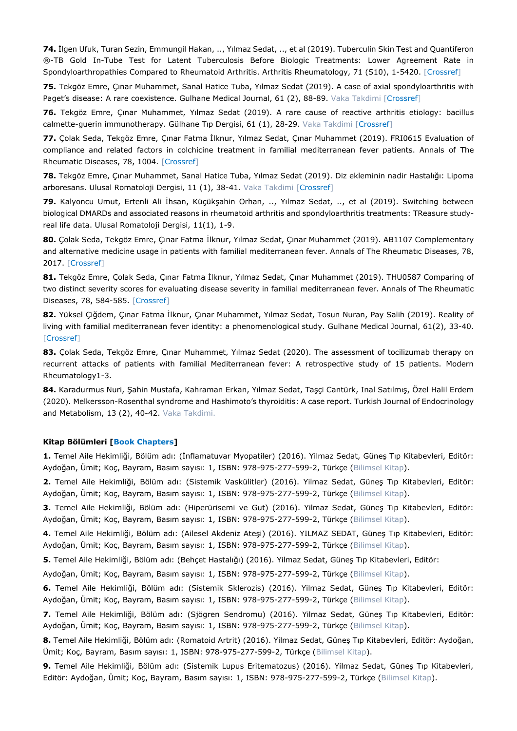**74.** İlgen Ufuk, Turan Sezin, Emmungil Hakan, .., Yılmaz Sedat, .., et al (2019). Tuberculin Skin Test and Quantiferon ®-TB Gold In-Tube Test for Latent Tuberculosis Before Biologic Treatments: Lower Agreement Rate in Spondyloarthropathies Compared to Rheumatoid Arthritis. Arthritis Rheumatology, 71 (S10), 1-5420. [Crossref]

**75.** Tekgöz Emre, Çınar Muhammet, Sanal Hatice Tuba, Yılmaz Sedat (2019). A case of axial spondyloarthritis with Paget's disease: A rare coexistence. Gulhane Medical Journal, 61 (2), 88-89. Vaka Takdimi [Crossref]

**76.** Tekgöz Emre, Çınar Muhammet, Yılmaz Sedat (2019). A rare cause of reactive arthritis etiology: bacillus calmette-guerin immunotherapy. Gülhane Tıp Dergisi, 61 (1), 28-29. Vaka Takdimi [Crossref]

**77.** Çolak Seda, Tekgöz Emre, Çınar Fatma İlknur, Yılmaz Sedat, Çınar Muhammet (2019). FRI0615 Evaluation of compliance and related factors in colchicine treatment in familial mediterranean fever patients. Annals of The Rheumatic Diseases, 78, 1004. [Crossref]

**78.** Tekgöz Emre, Çınar Muhammet, Sanal Hatice Tuba, Yılmaz Sedat (2019). Diz ekleminin nadir Hastalığı: Lipoma arboresans. Ulusal Romatoloji Dergisi, 11 (1), 38-41. Vaka Takdimi [Crossref]

**79.** Kalyoncu Umut, Ertenli Ali İhsan, Küçükşahin Orhan, .., Yılmaz Sedat, .., et al (2019). Switching between biological DMARDs and associated reasons in rheumatoid arthritis and spondyloarthritis treatments: TReasure study-real life data. Ulusal Romatoloji Dergisi, 11(1), 1-9.

**80.** Çolak Seda, Tekgöz Emre, Çınar Fatma İlknur, Yılmaz Sedat, Çınar Muhammet (2019). AB1107 Complementary and alternative medicine usage in patients with familial mediterranean fever. Annals of The Rheumatıc Diseases, 78, 2017. [Crossref]

**81.** Tekgöz Emre, Çolak Seda, Çınar Fatma İlknur, Yılmaz Sedat, Çınar Muhammet (2019). THU0587 Comparing of two distinct severity scores for evaluating disease severity in familial mediterranean fever. Annals of The Rheumatic Diseases, 78, 584-585. [Crossref]

**82.** Yüksel Çiğdem, Çınar Fatma İlknur, Çınar Muhammet, Yılmaz Sedat, Tosun Nuran, Pay Salih (2019). Reality of living with familial mediterranean fever identity: a phenomenological study. Gulhane Medical Journal, 61(2), 33-40. [Crossref]

**83.** Çolak Seda, Tekgöz Emre, Çınar Muhammet, Yılmaz Sedat (2020). The assessment of tocilizumab therapy on recurrent attacks of patients with familial Mediterranean fever: A retrospective study of 15 patients. Modern Rheumatology1-3.

**84.** Karadurmus Nuri, Şahin Mustafa, Kahraman Erkan, Yılmaz Sedat, Taşçi Cantürk, Inal Satılmış, Özel Halil Erdem (2020). Melkersson-Rosenthal syndrome and Hashimoto's thyroiditis: A case report. Turkish Journal of Endocrinology and Metabolism, 13 (2), 40-42. Vaka Takdimi.

**Kitap Bölümleri [Book Chapters]**

**1.** Temel Aile Hekimliği, Bölüm adı: (İnflamatuvar Myopatiler) (2016). Yilmaz Sedat, Güneş Tıp Kitabevleri, Editör: Aydoğan, Ümit; Koç, Bayram, Basım sayısı: 1, ISBN: 978-975-277-599-2, Türkçe (Bilimsel Kitap).

**2.** Temel Aile Hekimliği, Bölüm adı: (Sistemik Vaskülitler) (2016). Yilmaz Sedat, Güneş Tıp Kitabevleri, Editör: Aydoğan, Ümit; Koç, Bayram, Basım sayısı: 1, ISBN: 978-975-277-599-2, Türkçe (Bilimsel Kitap).

**3.** Temel Aile Hekimliği, Bölüm adı: (Hiperürisemi ve Gut) (2016). Yilmaz Sedat, Güneş Tıp Kitabevleri, Editör: Aydoğan, Ümit; Koç, Bayram, Basım sayısı: 1, ISBN: 978-975-277-599-2, Türkçe (Bilimsel Kitap).

**4.** Temel Aile Hekimliği, Bölüm adı: (Ailesel Akdeniz Ateşi) (2016). YILMAZ SEDAT, Güneş Tıp Kitabevleri, Editör: Aydoğan, Ümit; Koç, Bayram, Basım sayısı: 1, ISBN: 978-975-277-599-2, Türkçe (Bilimsel Kitap).

**5.** Temel Aile Hekimliği, Bölüm adı: (Behçet Hastalığı) (2016). Yilmaz Sedat, Güneş Tıp Kitabevleri, Editör: Aydoğan, Ümit; Koç, Bayram, Basım sayısı: 1, ISBN: 978-975-277-599-2, Türkçe (Bilimsel Kitap).

**6.** Temel Aile Hekimliği, Bölüm adı: (Sistemik Sklerozis) (2016). Yilmaz Sedat, Güneş Tıp Kitabevleri, Editör: Aydoğan, Ümit; Koç, Bayram, Basım sayısı: 1, ISBN: 978-975-277-599-2, Türkçe (Bilimsel Kitap).

**7.** Temel Aile Hekimliği, Bölüm adı: (Sjögren Sendromu) (2016). Yilmaz Sedat, Güneş Tıp Kitabevleri, Editör: Aydoğan, Ümit; Koç, Bayram, Basım sayısı: 1, ISBN: 978-975-277-599-2, Türkçe (Bilimsel Kitap).

**8.** Temel Aile Hekimliği, Bölüm adı: (Romatoid Artrit) (2016). Yilmaz Sedat, Güneş Tıp Kitabevleri, Editör: Aydoğan, Ümit; Koç, Bayram, Basım sayısı: 1, ISBN: 978-975-277-599-2, Türkçe (Bilimsel Kitap).

**9.** Temel Aile Hekimliği, Bölüm adı: (Sistemik Lupus Eritematozus) (2016). Yilmaz Sedat, Güneş Tıp Kitabevleri, Editör: Aydoğan, Ümit; Koç, Bayram, Basım sayısı: 1, ISBN: 978-975-277-599-2, Türkçe (Bilimsel Kitap).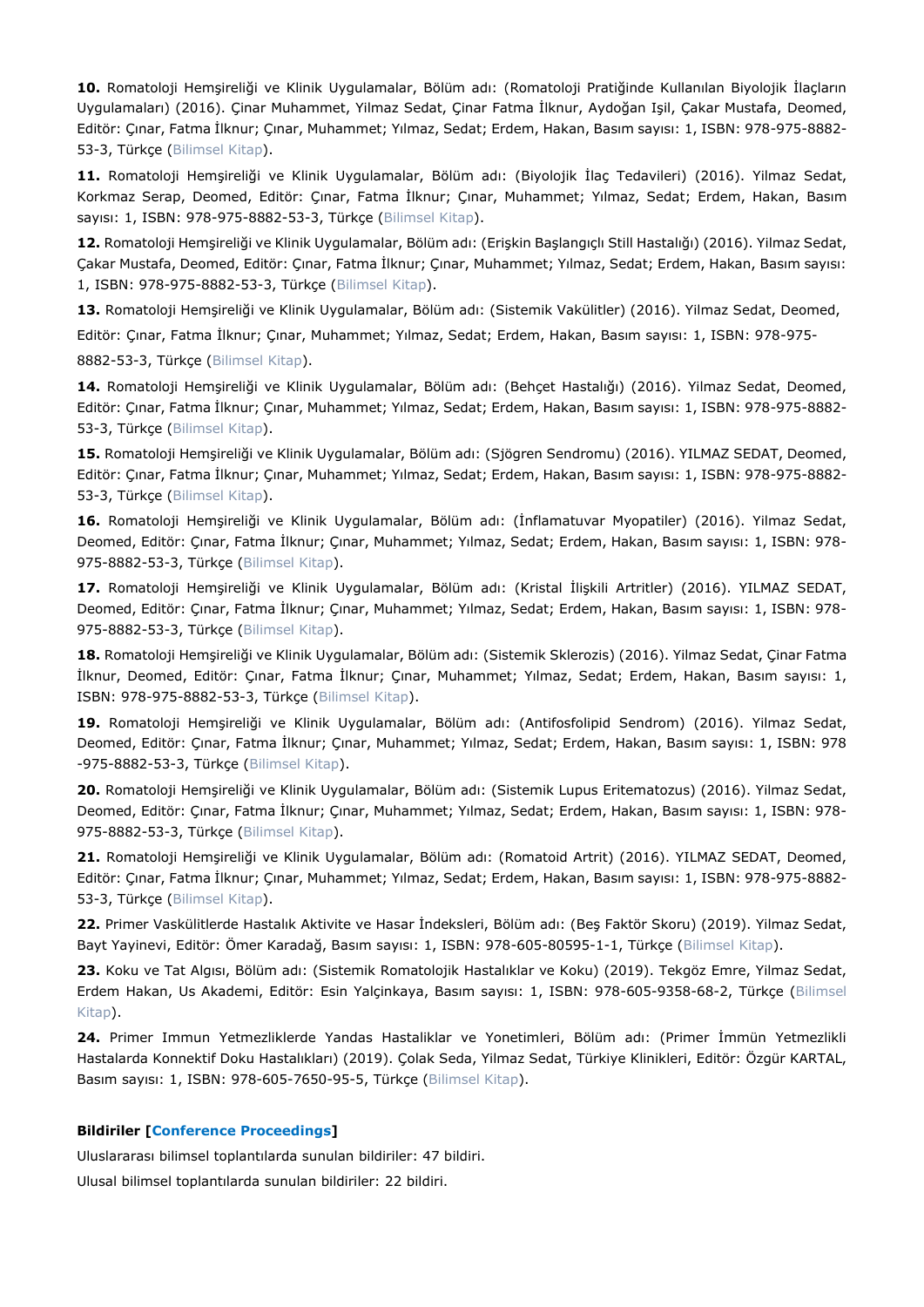**10.** Romatoloji Hemşireliği ve Klinik Uygulamalar, Bölüm adı: (Romatoloji Pratiğinde Kullanılan Biyolojik İlaçların Uygulamaları) (2016). Çinar Muhammet, Yilmaz Sedat, Çinar Fatma İlknur, Aydoğan Işil, Çakar Mustafa, Deomed, Editör: Çınar, Fatma İlknur; Çınar, Muhammet; Yılmaz, Sedat; Erdem, Hakan, Basım sayısı: 1, ISBN: 978-975-8882-53-3, Türkçe (Bilimsel Kitap).

**11.** Romatoloji Hemşireliği ve Klinik Uygulamalar, Bölüm adı: (Biyolojik İlaç Tedavileri) (2016). Yilmaz Sedat, Korkmaz Serap, Deomed, Editör: Çınar, Fatma İlknur; Çınar, Muhammet; Yılmaz, Sedat; Erdem, Hakan, Basım sayısı: 1, ISBN: 978-975-8882-53-3, Türkçe (Bilimsel Kitap).

**12.** Romatoloji Hemşireliği ve Klinik Uygulamalar, Bölüm adı: (Erişkin Başlangıçlı Still Hastalığı) (2016). Yilmaz Sedat, Çakar Mustafa, Deomed, Editör: Çınar, Fatma İlknur; Çınar, Muhammet; Yılmaz, Sedat; Erdem, Hakan, Basım sayısı: 1, ISBN: 978-975-8882-53-3, Türkçe (Bilimsel Kitap).

**13.** Romatoloji Hemşireliği ve Klinik Uygulamalar, Bölüm adı: (Sistemik Vakülitler) (2016). Yilmaz Sedat, Deomed, Editör: Çınar, Fatma İlknur; Çınar, Muhammet; Yılmaz, Sedat; Erdem, Hakan, Basım sayısı: 1, ISBN: 978-975-8882-53-3, Türkçe (Bilimsel Kitap).

**14.** Romatoloji Hemşireliği ve Klinik Uygulamalar, Bölüm adı: (Behçet Hastalığı) (2016). Yilmaz Sedat, Deomed, Editör: Çınar, Fatma İlknur; Çınar, Muhammet; Yılmaz, Sedat; Erdem, Hakan, Basım sayısı: 1, ISBN: 978-975-8882-53-3, Türkçe (Bilimsel Kitap).

**15.** Romatoloji Hemşireliği ve Klinik Uygulamalar, Bölüm adı: (Sjögren Sendromu) (2016). YILMAZ SEDAT, Deomed, Editör: Çınar, Fatma İlknur; Çınar, Muhammet; Yılmaz, Sedat; Erdem, Hakan, Basım sayısı: 1, ISBN: 978-975-8882-53-3, Türkçe (Bilimsel Kitap).

**16.** Romatoloji Hemşireliği ve Klinik Uygulamalar, Bölüm adı: (İnflamatuvar Myopatiler) (2016). Yilmaz Sedat, Deomed, Editör: Çınar, Fatma İlknur; Çınar, Muhammet; Yılmaz, Sedat; Erdem, Hakan, Basım sayısı: 1, ISBN: 978-975-8882-53-3, Türkçe (Bilimsel Kitap).

**17.** Romatoloji Hemşireliği ve Klinik Uygulamalar, Bölüm adı: (Kristal İlişkili Artritler) (2016). YILMAZ SEDAT, Deomed, Editör: Çınar, Fatma İlknur; Çınar, Muhammet; Yılmaz, Sedat; Erdem, Hakan, Basım sayısı: 1, ISBN: 978-975-8882-53-3, Türkçe (Bilimsel Kitap).

**18.** Romatoloji Hemşireliği ve Klinik Uygulamalar, Bölüm adı: (Sistemik Sklerozis) (2016). Yilmaz Sedat, Çinar Fatma İlknur, Deomed, Editör: Çınar, Fatma İlknur; Çınar, Muhammet; Yılmaz, Sedat; Erdem, Hakan, Basım sayısı: 1, ISBN: 978-975-8882-53-3, Türkçe (Bilimsel Kitap).

**19.** Romatoloji Hemşireliği ve Klinik Uygulamalar, Bölüm adı: (Antifosfolipid Sendrom) (2016). Yilmaz Sedat, Deomed, Editör: Çınar, Fatma İlknur; Çınar, Muhammet; Yılmaz, Sedat; Erdem, Hakan, Basım sayısı: 1, ISBN: 978 -975-8882-53-3, Türkçe (Bilimsel Kitap).

**20.** Romatoloji Hemşireliği ve Klinik Uygulamalar, Bölüm adı: (Sistemik Lupus Eritematozus) (2016). Yilmaz Sedat, Deomed, Editör: Çınar, Fatma İlknur; Çınar, Muhammet; Yılmaz, Sedat; Erdem, Hakan, Basım sayısı: 1, ISBN: 978-975-8882-53-3, Türkçe (Bilimsel Kitap).

**21.** Romatoloji Hemşireliği ve Klinik Uygulamalar, Bölüm adı: (Romatoid Artrit) (2016). YILMAZ SEDAT, Deomed, Editör: Çınar, Fatma İlknur; Çınar, Muhammet; Yılmaz, Sedat; Erdem, Hakan, Basım sayısı: 1, ISBN: 978-975-8882-53-3, Türkçe (Bilimsel Kitap).

**22.** Primer Vaskülitlerde Hastalık Aktivite ve Hasar İndeksleri, Bölüm adı: (Beş Faktör Skoru) (2019). Yilmaz Sedat, Bayt Yayinevi, Editör: Ömer Karadağ, Basım sayısı: 1, ISBN: 978-605-80595-1-1, Türkçe (Bilimsel Kitap).

**23.** Koku ve Tat Algısı, Bölüm adı: (Sistemik Romatolojik Hastalıklar ve Koku) (2019). Tekgöz Emre, Yilmaz Sedat, Erdem Hakan, Us Akademi, Editör: Esin Yalçinkaya, Basım sayısı: 1, ISBN: 978-605-9358-68-2, Türkçe (Bilimsel Kitap).

**24.** Primer Immun Yetmezliklerde Yandas Hastaliklar ve Yonetimleri, Bölüm adı: (Primer İmmün Yetmezlikli Hastalarda Konnektif Doku Hastalıkları) (2019). Çolak Seda, Yilmaz Sedat, Türkiye Klinikleri, Editör: Özgür KARTAL, Basım sayısı: 1, ISBN: 978-605-7650-95-5, Türkçe (Bilimsel Kitap).

**Bildiriler [Conference Proceedings]**

Uluslararası bilimsel toplantılarda sunulan bildiriler: 47 bildiri.

Ulusal bilimsel toplantılarda sunulan bildiriler: 22 bildiri.